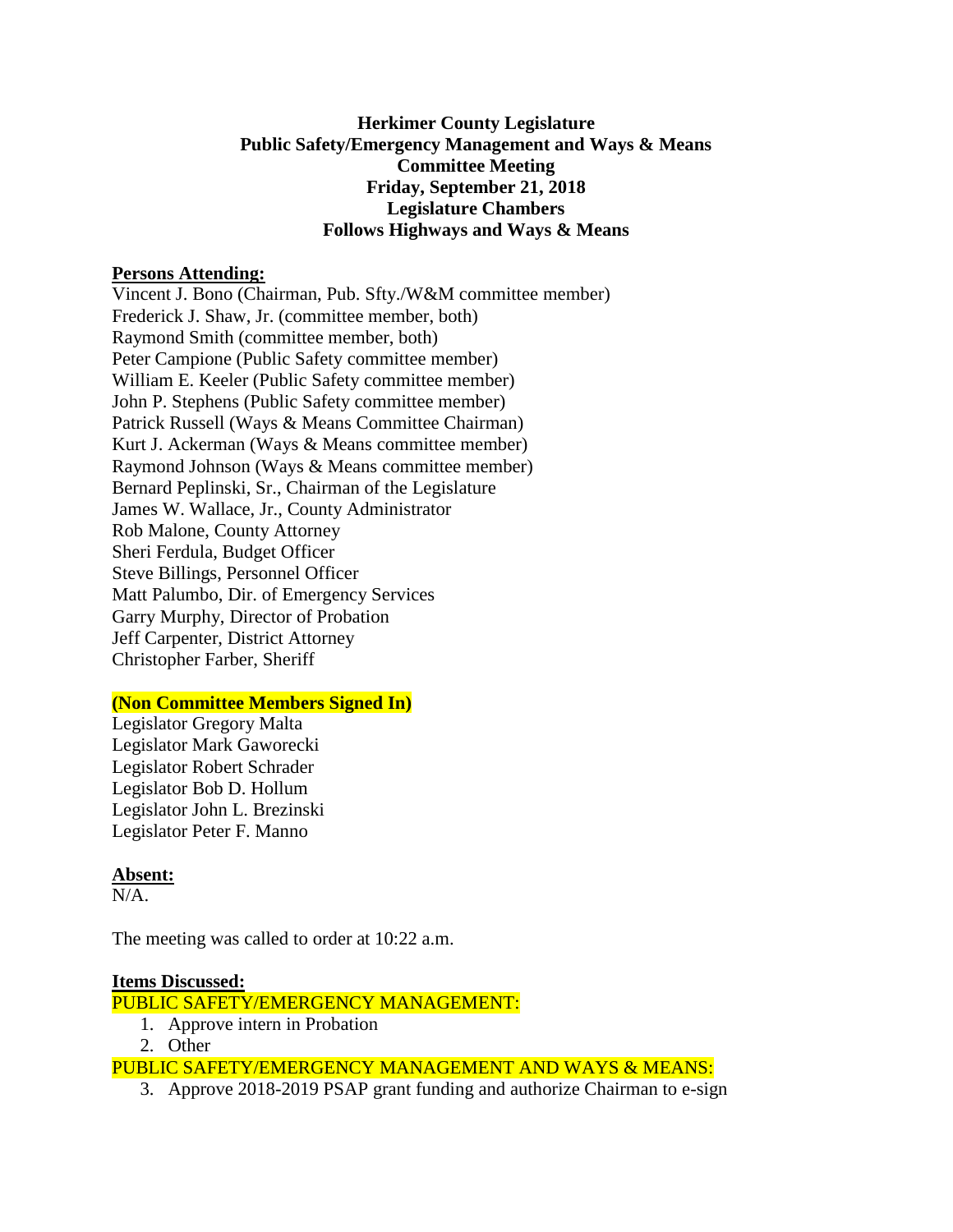**Herkimer County Legislature**
**Public Safety/Emergency Management and Ways & Means**
**Committee Meeting**
**Friday, September 21, 2018**
**Legislature Chambers**
**Follows Highways and Ways & Means**

**Persons Attending:**

Vincent J. Bono (Chairman, Pub. Sfty./W&M committee member)
Frederick J. Shaw, Jr. (committee member, both)
Raymond Smith (committee member, both)
Peter Campione (Public Safety committee member)
William E. Keeler (Public Safety committee member)
John P. Stephens (Public Safety committee member)
Patrick Russell (Ways & Means Committee Chairman)
Kurt J. Ackerman (Ways & Means committee member)
Raymond Johnson (Ways & Means committee member)
Bernard Peplinski, Sr., Chairman of the Legislature
James W. Wallace, Jr., County Administrator
Rob Malone, County Attorney
Sheri Ferdula, Budget Officer
Steve Billings, Personnel Officer
Matt Palumbo, Dir. of Emergency Services
Garry Murphy, Director of Probation
Jeff Carpenter, District Attorney
Christopher Farber, Sheriff

**(Non Committee Members Signed In)**

Legislator Gregory Malta
Legislator Mark Gaworecki
Legislator Robert Schrader
Legislator Bob D. Hollum
Legislator John L. Brezinski
Legislator Peter F. Manno

**Absent:**

N/A.

The meeting was called to order at 10:22 a.m.

**Items Discussed:**

PUBLIC SAFETY/EMERGENCY MANAGEMENT:

1. Approve intern in Probation
2. Other

PUBLIC SAFETY/EMERGENCY MANAGEMENT AND WAYS & MEANS:

3. Approve 2018-2019 PSAP grant funding and authorize Chairman to e-sign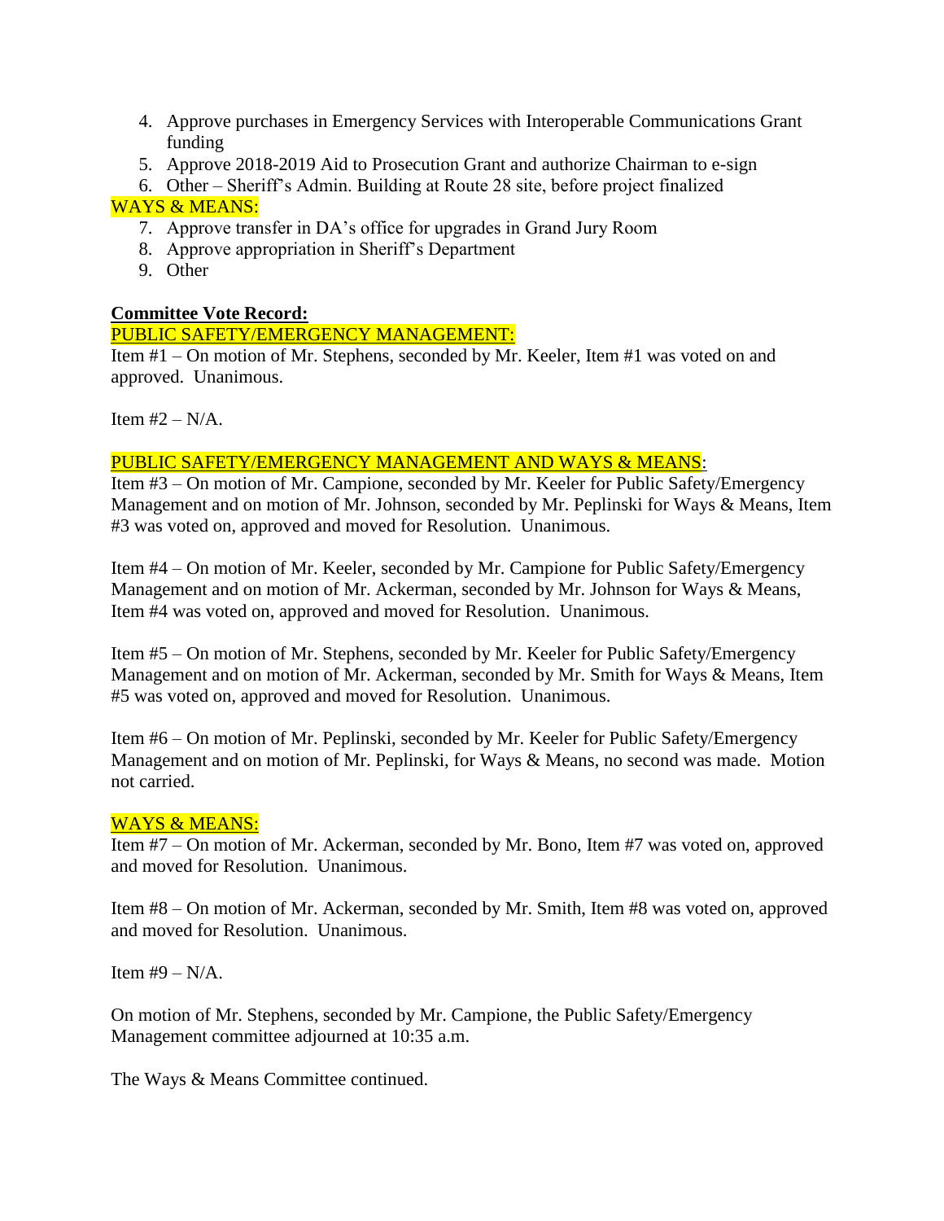4. Approve purchases in Emergency Services with Interoperable Communications Grant funding
5. Approve 2018-2019 Aid to Prosecution Grant and authorize Chairman to e-sign
6. Other – Sheriff's Admin. Building at Route 28 site, before project finalized

WAYS & MEANS:

7. Approve transfer in DA's office for upgrades in Grand Jury Room
8. Approve appropriation in Sheriff's Department
9. Other

**Committee Vote Record:**

PUBLIC SAFETY/EMERGENCY MANAGEMENT:

Item #1 – On motion of Mr. Stephens, seconded by Mr. Keeler, Item #1 was voted on and approved. Unanimous.

Item #2 – N/A.

PUBLIC SAFETY/EMERGENCY MANAGEMENT AND WAYS & MEANS:

Item #3 – On motion of Mr. Campione, seconded by Mr. Keeler for Public Safety/Emergency Management and on motion of Mr. Johnson, seconded by Mr. Peplinski for Ways & Means, Item #3 was voted on, approved and moved for Resolution. Unanimous.

Item #4 – On motion of Mr. Keeler, seconded by Mr. Campione for Public Safety/Emergency Management and on motion of Mr. Ackerman, seconded by Mr. Johnson for Ways & Means, Item #4 was voted on, approved and moved for Resolution. Unanimous.

Item #5 – On motion of Mr. Stephens, seconded by Mr. Keeler for Public Safety/Emergency Management and on motion of Mr. Ackerman, seconded by Mr. Smith for Ways & Means, Item #5 was voted on, approved and moved for Resolution. Unanimous.

Item #6 – On motion of Mr. Peplinski, seconded by Mr. Keeler for Public Safety/Emergency Management and on motion of Mr. Peplinski, for Ways & Means, no second was made. Motion not carried.

WAYS & MEANS:

Item #7 – On motion of Mr. Ackerman, seconded by Mr. Bono, Item #7 was voted on, approved and moved for Resolution. Unanimous.

Item #8 – On motion of Mr. Ackerman, seconded by Mr. Smith, Item #8 was voted on, approved and moved for Resolution. Unanimous.

Item #9 – N/A.

On motion of Mr. Stephens, seconded by Mr. Campione, the Public Safety/Emergency Management committee adjourned at 10:35 a.m.

The Ways & Means Committee continued.